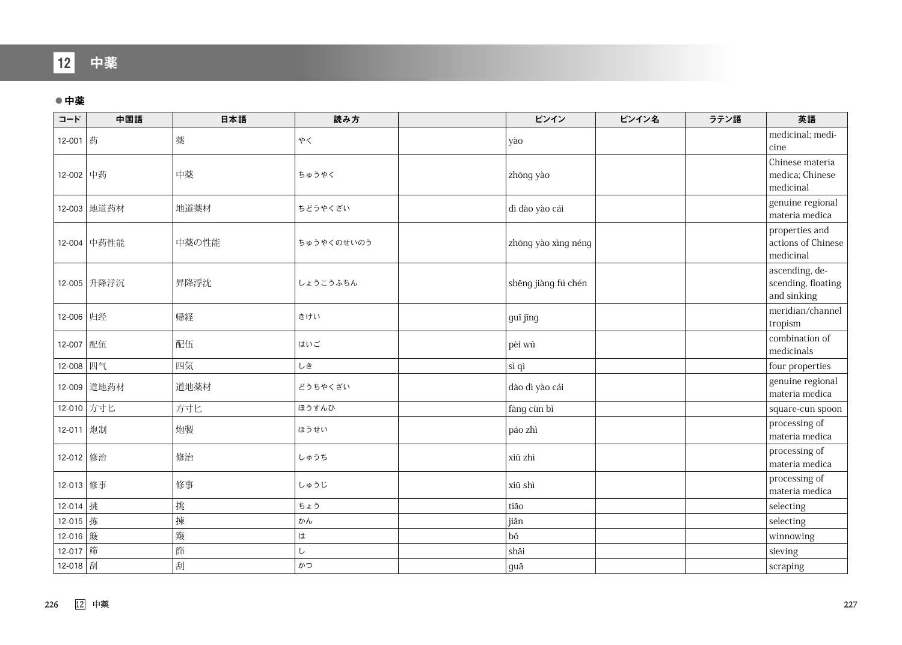# 12 中薬

## ● 中薬

| コード | 中国語 | 日本語 | 読み方 | | ピンイン | ピンイン名 | ラテン語 | 英語 |
|---|---|---|---|---|---|---|---|---|
| 12-001 | 药 | 薬 | やく | | yào | | | medicinal; medicine |
| 12-002 | 中药 | 中薬 | ちゅうやく | | zhōng yào | | | Chinese materia medica; Chinese medicinal |
| 12-003 | 地道药材 | 地道薬材 | ちどうやくざい | | dì dào yào cái | | | genuine regional materia medica |
| 12-004 | 中药性能 | 中薬の性能 | ちゅうやくのせいのう | | zhōng yào xìng néng | | | properties and actions of Chinese medicinal |
| 12-005 | 升降浮沉 | 昇降浮沈 | しょうこうふちん | | shēng jiàng fú chén | | | ascending, descending, floating and sinking |
| 12-006 | 归经 | 帰経 | きけい | | guī jīng | | | meridian/channel tropism |
| 12-007 | 配伍 | 配伍 | はいご | | pèi wǔ | | | combination of medicinals |
| 12-008 | 四气 | 四気 | しき | | sì qì | | | four properties |
| 12-009 | 道地药材 | 道地薬材 | どうちやくざい | | dào dì yào cái | | | genuine regional materia medica |
| 12-010 | 方寸匕 | 方寸匕 | ほうすんひ | | fāng cùn bǐ | | | square-cun spoon |
| 12-011 | 炮制 | 炮製 | ほうせい | | páo zhì | | | processing of materia medica |
| 12-012 | 修治 | 修治 | しゅうち | | xiū zhì | | | processing of materia medica |
| 12-013 | 修事 | 修事 | しゅうじ | | xiū shì | | | processing of materia medica |
| 12-014 | 挑 | 挑 | ちょう | | tiāo | | | selecting |
| 12-015 | 拣 | 揀 | かん | | jiǎn | | | selecting |
| 12-016 | 簸 | 簸 | は | | bǒ | | | winnowing |
| 12-017 | 筛 | 篩 | し | | shāi | | | sieving |
| 12-018 | 刮 | 刮 | かつ | | guā | | | scraping |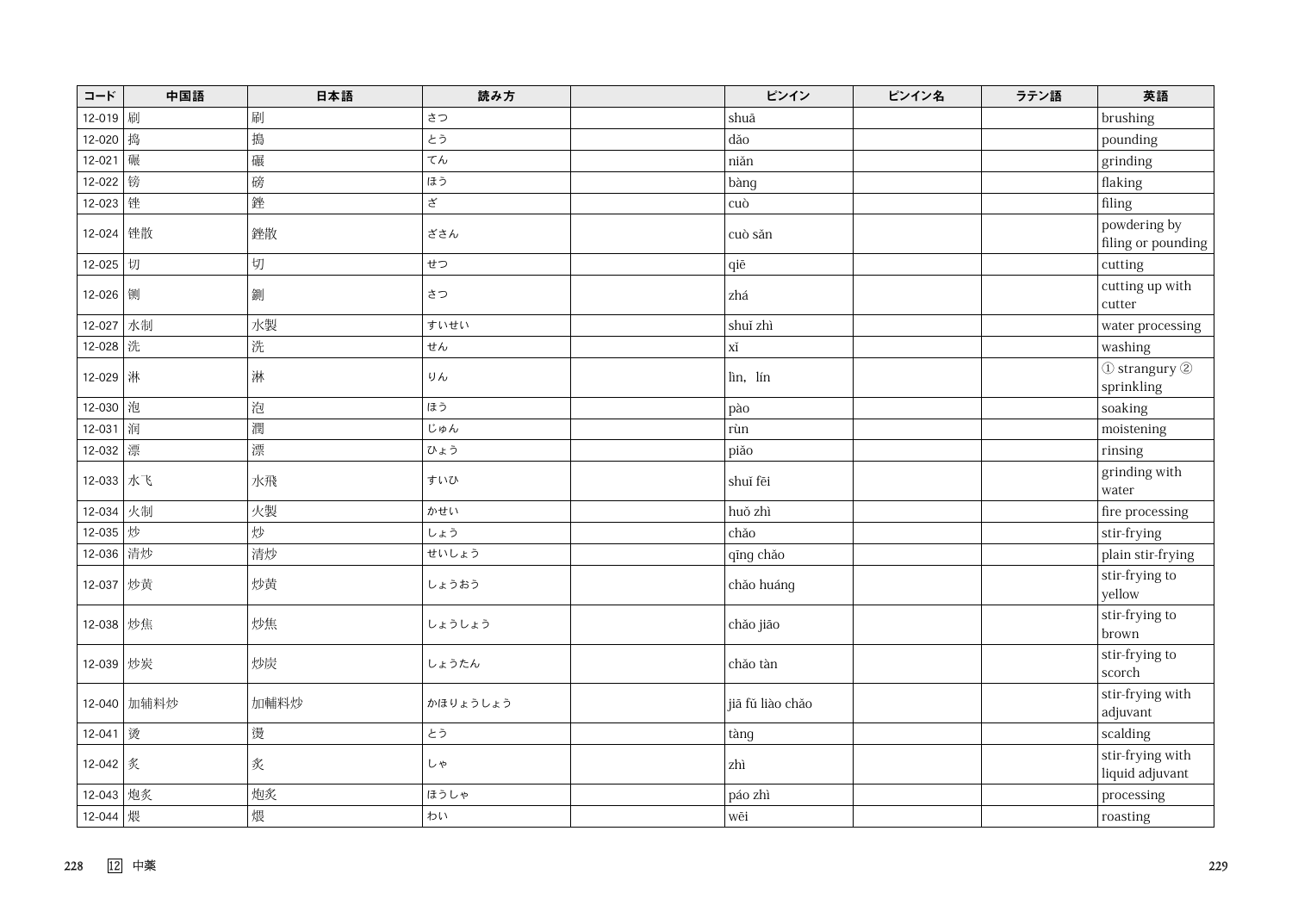| コード | 中国語 | 日本語 | 読み方 | | ピンイン | ピンイン名 | ラテン語 | 英語 |
|---|---|---|---|---|---|---|---|---|
| 12-019 | 刷 | 刷 | さつ | | shuā | | | brushing |
| 12-020 | 捣 | 搗 | とう | | dǎo | | | pounding |
| 12-021 | 碾 | 碾 | てん | | niǎn | | | grinding |
| 12-022 | 镑 | 磅 | ほう | | bàng | | | flaking |
| 12-023 | 锉 | 銼 | ざ | | cuò | | | filing |
| 12-024 | 锉散 | 銼散 | ざさん | | cuò sǎn | | | powdering by filing or pounding |
| 12-025 | 切 | 切 | せつ | | qiē | | | cutting |
| 12-026 | 铡 | 鍘 | さつ | | zhá | | | cutting up with cutter |
| 12-027 | 水制 | 水製 | すいせい | | shuǐ zhì | | | water processing |
| 12-028 | 洗 | 洗 | せん | | xǐ | | | washing |
| 12-029 | 淋 | 淋 | りん | | lìn, lín | | | ① strangury ② sprinkling |
| 12-030 | 泡 | 泡 | ほう | | pào | | | soaking |
| 12-031 | 润 | 潤 | じゅん | | rùn | | | moistening |
| 12-032 | 漂 | 漂 | ひょう | | piǎo | | | rinsing |
| 12-033 | 水飞 | 水飛 | すいひ | | shuǐ fēi | | | grinding with water |
| 12-034 | 火制 | 火製 | かせい | | huǒ zhì | | | fire processing |
| 12-035 | 炒 | 炒 | しょう | | chǎo | | | stir-frying |
| 12-036 | 清炒 | 清炒 | せいしょう | | qīng chǎo | | | plain stir-frying |
| 12-037 | 炒黄 | 炒黄 | しょうおう | | chǎo huáng | | | stir-frying to yellow |
| 12-038 | 炒焦 | 炒焦 | しょうしょう | | chǎo jiāo | | | stir-frying to brown |
| 12-039 | 炒炭 | 炒炭 | しょうたん | | chǎo tàn | | | stir-frying to scorch |
| 12-040 | 加辅料炒 | 加輔料炒 | かほりょうしょう | | jiā fǔ liào chǎo | | | stir-frying with adjuvant |
| 12-041 | 烫 | 燙 | とう | | tàng | | | scalding |
| 12-042 | 炙 | 炙 | しゃ | | zhì | | | stir-frying with liquid adjuvant |
| 12-043 | 炮炙 | 炮炙 | ほうしゃ | | páo zhì | | | processing |
| 12-044 | 煨 | 煨 | わい | | wēi | | | roasting |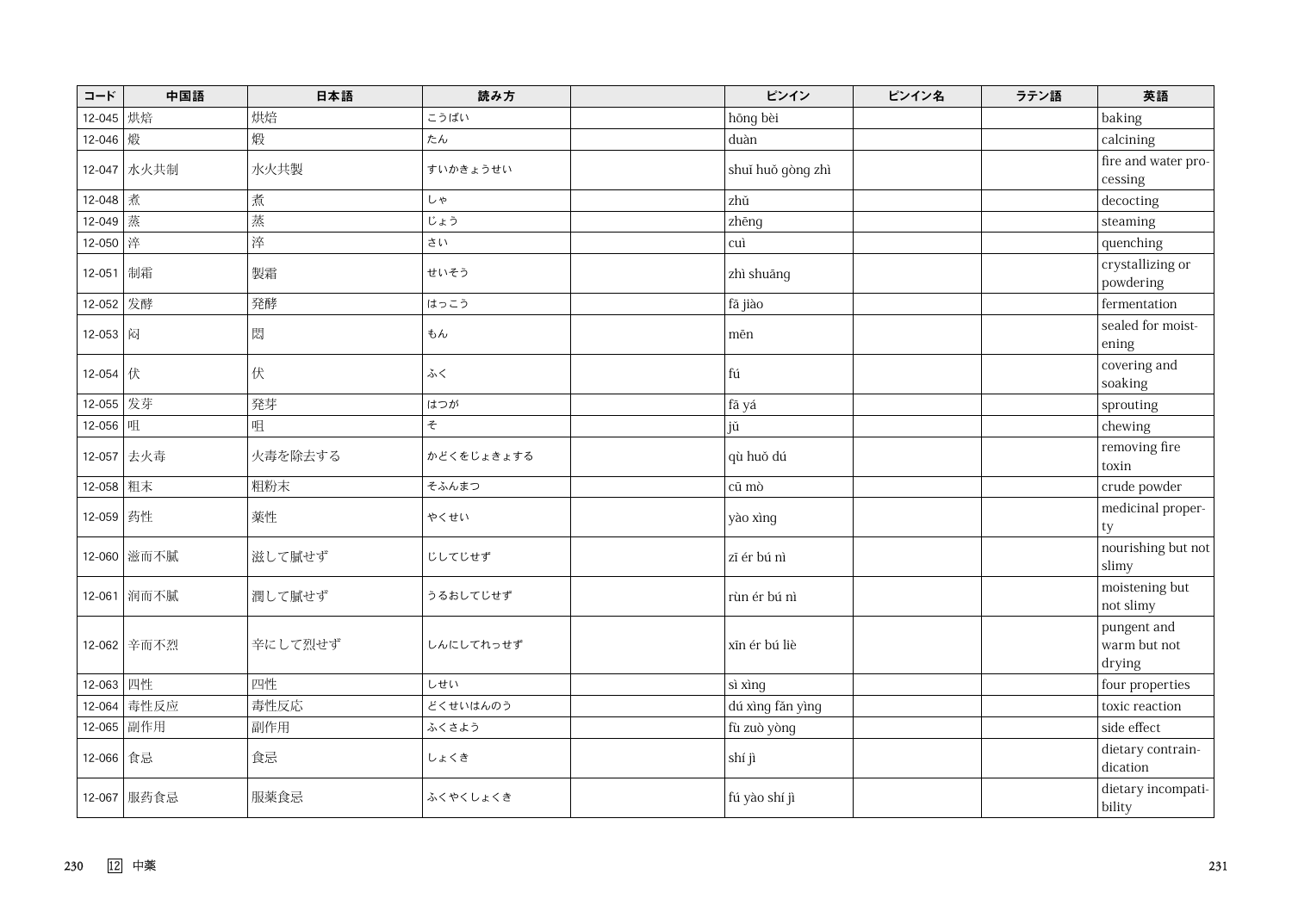| コード | 中国語 | 日本語 | 読み方 | | ピンイン | ピンイン名 | ラテン語 | 英語 |
|---|---|---|---|---|---|---|---|---|
| 12-045 | 烘焙 | 烘焙 | こうばい | | hōng bèi | | | baking |
| 12-046 | 煅 | 煅 | たん | | duàn | | | calcining |
| 12-047 | 水火共制 | 水火共製 | すいかきょうせい | | shuǐ huǒ gòng zhì | | | fire and water processing |
| 12-048 | 煮 | 煮 | しゃ | | zhǔ | | | decocting |
| 12-049 | 蒸 | 蒸 | じょう | | zhēng | | | steaming |
| 12-050 | 淬 | 淬 | さい | | cuì | | | quenching |
| 12-051 | 制霜 | 製霜 | せいそう | | zhì shuāng | | | crystallizing or powdering |
| 12-052 | 发酵 | 発酵 | はっこう | | fā jiào | | | fermentation |
| 12-053 | 闷 | 悶 | もん | | mēn | | | sealed for moistening |
| 12-054 | 伏 | 伏 | ふく | | fú | | | covering and soaking |
| 12-055 | 发芽 | 発芽 | はつが | | fā yá | | | sprouting |
| 12-056 | 咀 | 咀 | そ | | jǔ | | | chewing |
| 12-057 | 去火毒 | 火毒を除去する | かどくをじょきょする | | qù huǒ dú | | | removing fire toxin |
| 12-058 | 粗末 | 粗粉末 | そふんまつ | | cū mò | | | crude powder |
| 12-059 | 药性 | 薬性 | やくせい | | yào xìng | | | medicinal property |
| 12-060 | 滋而不腻 | 滋して膩せず | じしてじせず | | zī ér bú nì | | | nourishing but not slimy |
| 12-061 | 润而不腻 | 潤して膩せず | うるおしてじせず | | rùn ér bú nì | | | moistening but not slimy |
| 12-062 | 辛而不烈 | 辛にして烈せず | しんにしてれっせず | | xīn ér bú liè | | | pungent and warm but not drying |
| 12-063 | 四性 | 四性 | しせい | | sì xìng | | | four properties |
| 12-064 | 毒性反应 | 毒性反応 | どくせいはんのう | | dú xìng fǎn yìng | | | toxic reaction |
| 12-065 | 副作用 | 副作用 | ふくさよう | | fù zuò yòng | | | side effect |
| 12-066 | 食忌 | 食忌 | しょくき | | shí jì | | | dietary contraindication |
| 12-067 | 服药食忌 | 服薬食忌 | ふくやくしょくき | | fú yào shí jì | | | dietary incompatibility |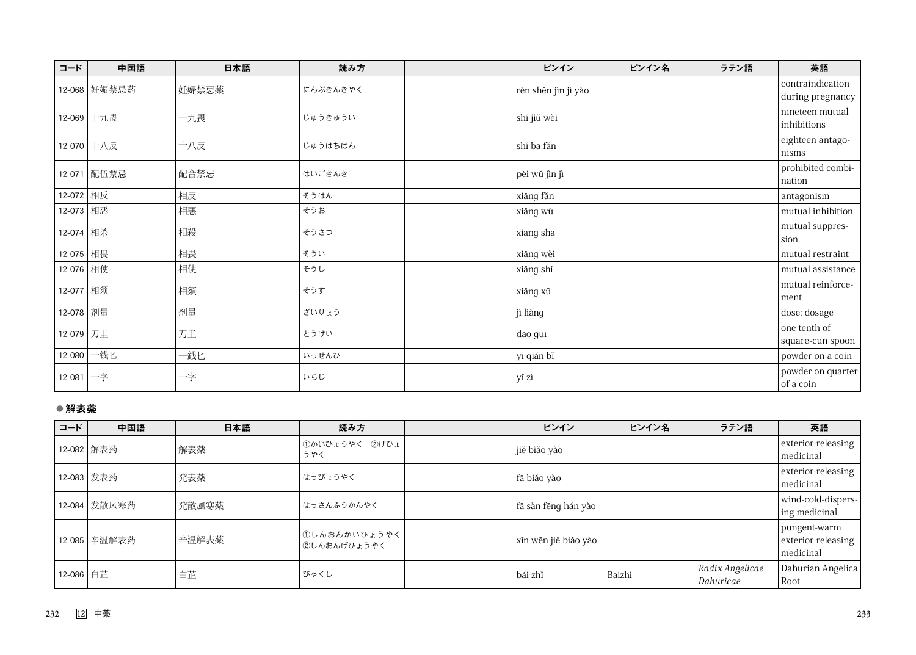| コード | 中国語 | 日本語 | 読み方 | | ピンイン | ピンイン名 | ラテン語 | 英語 |
|---|---|---|---|---|---|---|---|---|
| 12-068 | 妊娠禁忌药 | 妊婦禁忌薬 | にんぷきんきやく | | rèn shēn jìn jì yào | | | contraindication during pregnancy |
| 12-069 | 十九畏 | 十九畏 | じゅうきゅうい | | shí jiǔ wèi | | | nineteen mutual inhibitions |
| 12-070 | 十八反 | 十八反 | じゅうはちはん | | shí bā fǎn | | | eighteen antagonisms |
| 12-071 | 配伍禁忌 | 配合禁忌 | はいごきんき | | pèi wǔ jìn jì | | | prohibited combination |
| 12-072 | 相反 | 相反 | そうはん | | xiāng fǎn | | | antagonism |
| 12-073 | 相恶 | 相悪 | そうお | | xiāng wù | | | mutual inhibition |
| 12-074 | 相杀 | 相殺 | そうさつ | | xiāng shā | | | mutual suppression |
| 12-075 | 相畏 | 相畏 | そうい | | xiāng wèi | | | mutual restraint |
| 12-076 | 相使 | 相使 | そうし | | xiāng shǐ | | | mutual assistance |
| 12-077 | 相须 | 相須 | そうす | | xiāng xū | | | mutual reinforcement |
| 12-078 | 剂量 | 剤量 | ざいりょう | | jì liàng | | | dose; dosage |
| 12-079 | 刀圭 | 刀圭 | とうけい | | dāo guī | | | one tenth of square-cun spoon |
| 12-080 | 一钱匕 | 一銭匕 | いっせんひ | | yī qián bǐ | | | powder on a coin |
| 12-081 | 一字 | 一字 | いちじ | | yī zì | | | powder on quarter of a coin |

● **解表薬**

| コード | 中国語 | 日本語 | 読み方 | | ピンイン | ピンイン名 | ラテン語 | 英語 |
|---|---|---|---|---|---|---|---|---|
| 12-082 | 解表药 | 解表薬 | ①かいひょうやく ②げひょうやく | | jiě biǎo yào | | | exterior-releasing medicinal |
| 12-083 | 发表药 | 発表薬 | はっぴょうやく | | fā biǎo yào | | | exterior-releasing medicinal |
| 12-084 | 发散风寒药 | 発散風寒薬 | はっさんふうかんやく | | fā sàn fēng hán yào | | | wind-cold-dispersing medicinal |
| 12-085 | 辛温解表药 | 辛温解表薬 | ①しんおんかいひょうやく ②しんおんげひょうやく | | xīn wēn jiě biǎo yào | | | pungent-warm exterior-releasing medicinal |
| 12-086 | 白芷 | 白芷 | びゃくし | | bái zhǐ | Baizhi | *Radix Angelicae Dahuricae* | Dahurian Angelica Root |